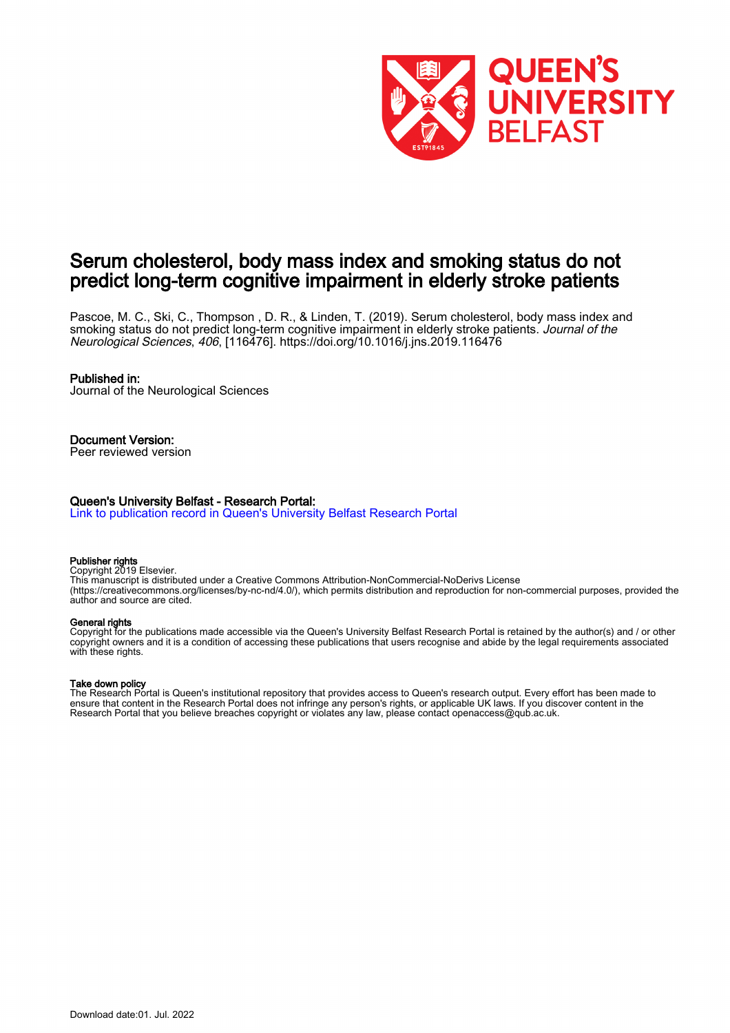# Serum cholesterol, body mass index and smoking status do not predict long-term cognitive impairment in elderly stroke patients

Pascoe, M. C., Ski, C., Thompson , D. R., & Linden, T. (2019). Serum cholesterol, body mass index and smoking status do not predict long-term cognitive impairment in elderly stroke patients. *Journal of the Neurological Sciences*, *406*, [116476]. https://doi.org/10.1016/j.jns.2019.116476

**Published in:**
Journal of the Neurological Sciences

**Document Version:**
Peer reviewed version

**Queen's University Belfast - Research Portal:**
Link to publication record in Queen's University Belfast Research Portal

**Publisher rights**
Copyright 2019 Elsevier.
This manuscript is distributed under a Creative Commons Attribution-NonCommercial-NoDerivs License (https://creativecommons.org/licenses/by-nc-nd/4.0/), which permits distribution and reproduction for non-commercial purposes, provided the author and source are cited.

**General rights**
Copyright for the publications made accessible via the Queen's University Belfast Research Portal is retained by the author(s) and / or other copyright owners and it is a condition of accessing these publications that users recognise and abide by the legal requirements associated with these rights.

**Take down policy**
The Research Portal is Queen's institutional repository that provides access to Queen's research output. Every effort has been made to ensure that content in the Research Portal does not infringe any person's rights, or applicable UK laws. If you discover content in the Research Portal that you believe breaches copyright or violates any law, please contact openaccess@qub.ac.uk.

Download date:01. Jul. 2022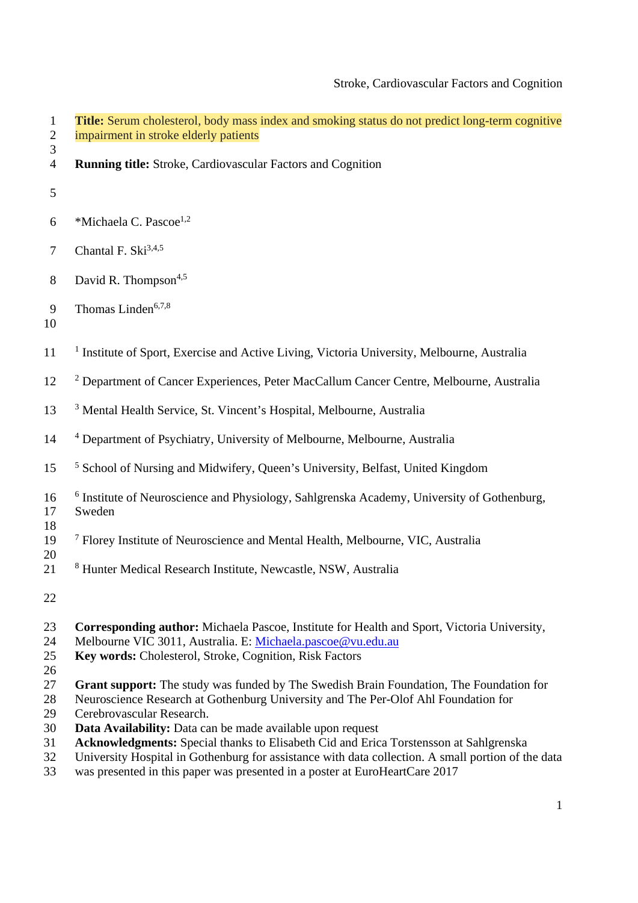**Title:** Serum cholesterol, body mass index and smoking status do not predict long-term cognitive impairment in stroke elderly patients

**Running title:** Stroke, Cardiovascular Factors and Cognition

*Michaela C. Pascoe[1,2]

Chantal F. Ski[3,4,5]

David R. Thompson[4,5]

Thomas Linden[6,7,8]

[1] Institute of Sport, Exercise and Active Living, Victoria University, Melbourne, Australia

[2] Department of Cancer Experiences, Peter MacCallum Cancer Centre, Melbourne, Australia

[3] Mental Health Service, St. Vincent's Hospital, Melbourne, Australia

[4] Department of Psychiatry, University of Melbourne, Melbourne, Australia

[5] School of Nursing and Midwifery, Queen's University, Belfast, United Kingdom

[6] Institute of Neuroscience and Physiology, Sahlgrenska Academy, University of Gothenburg, Sweden

[7] Florey Institute of Neuroscience and Mental Health, Melbourne, VIC, Australia

[8] Hunter Medical Research Institute, Newcastle, NSW, Australia

**Corresponding author:** Michaela Pascoe, Institute for Health and Sport, Victoria University, Melbourne VIC 3011, Australia. E: Michaela.pascoe@vu.edu.au

**Key words:** Cholesterol, Stroke, Cognition, Risk Factors

**Grant support:** The study was funded by The Swedish Brain Foundation, The Foundation for Neuroscience Research at Gothenburg University and The Per-Olof Ahl Foundation for Cerebrovascular Research.

**Data Availability:** Data can be made available upon request

**Acknowledgments:** Special thanks to Elisabeth Cid and Erica Torstensson at Sahlgrenska University Hospital in Gothenburg for assistance with data collection. A small portion of the data was presented in this paper was presented in a poster at EuroHeartCare 2017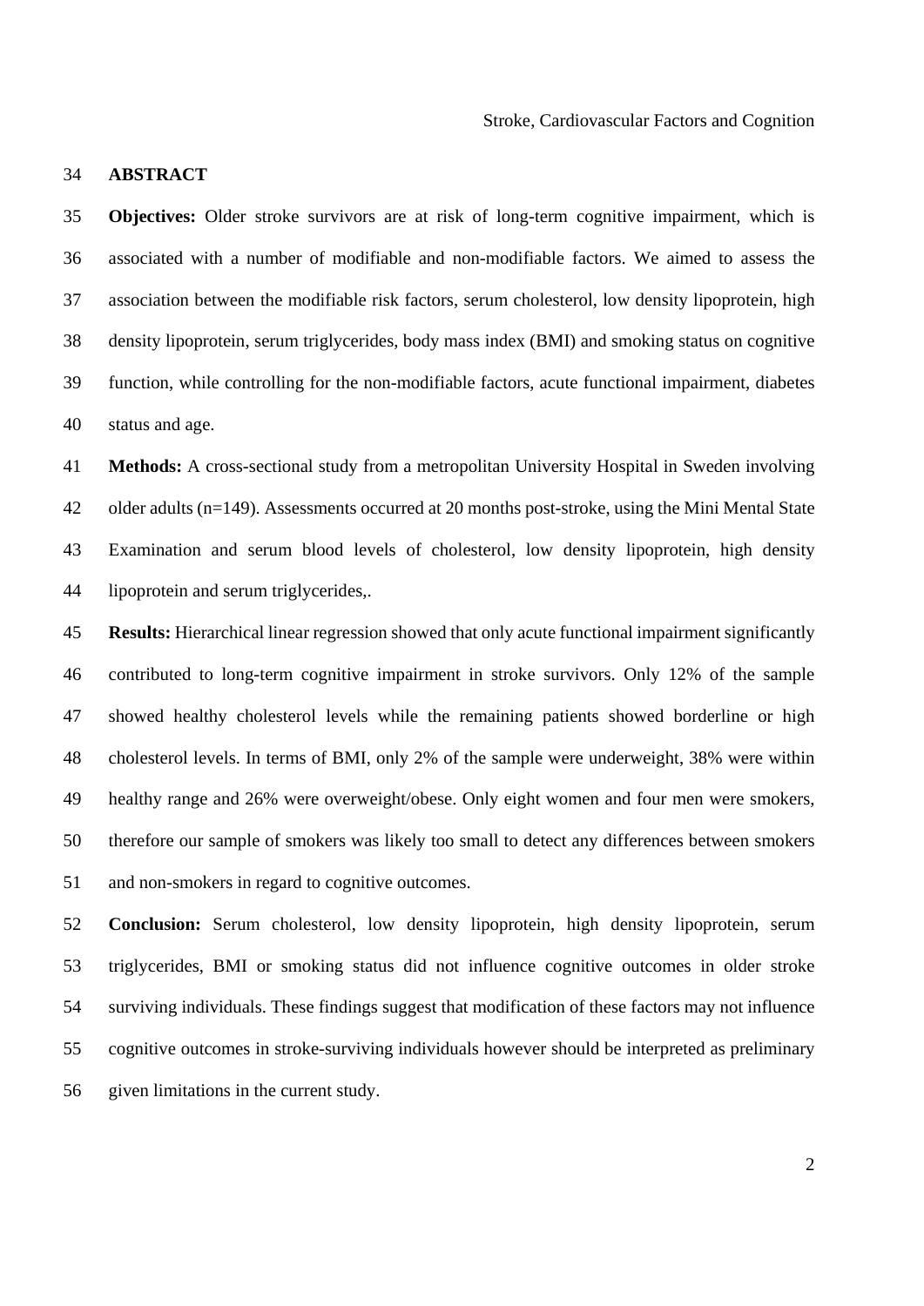## ABSTRACT

**Objectives:** Older stroke survivors are at risk of long-term cognitive impairment, which is associated with a number of modifiable and non-modifiable factors. We aimed to assess the association between the modifiable risk factors, serum cholesterol, low density lipoprotein, high density lipoprotein, serum triglycerides, body mass index (BMI) and smoking status on cognitive function, while controlling for the non-modifiable factors, acute functional impairment, diabetes status and age.

**Methods:** A cross-sectional study from a metropolitan University Hospital in Sweden involving older adults (n=149). Assessments occurred at 20 months post-stroke, using the Mini Mental State Examination and serum blood levels of cholesterol, low density lipoprotein, high density lipoprotein and serum triglycerides,.

**Results:** Hierarchical linear regression showed that only acute functional impairment significantly contributed to long-term cognitive impairment in stroke survivors. Only 12% of the sample showed healthy cholesterol levels while the remaining patients showed borderline or high cholesterol levels. In terms of BMI, only 2% of the sample were underweight, 38% were within healthy range and 26% were overweight/obese. Only eight women and four men were smokers, therefore our sample of smokers was likely too small to detect any differences between smokers and non-smokers in regard to cognitive outcomes.

**Conclusion:** Serum cholesterol, low density lipoprotein, high density lipoprotein, serum triglycerides, BMI or smoking status did not influence cognitive outcomes in older stroke surviving individuals. These findings suggest that modification of these factors may not influence cognitive outcomes in stroke-surviving individuals however should be interpreted as preliminary given limitations in the current study.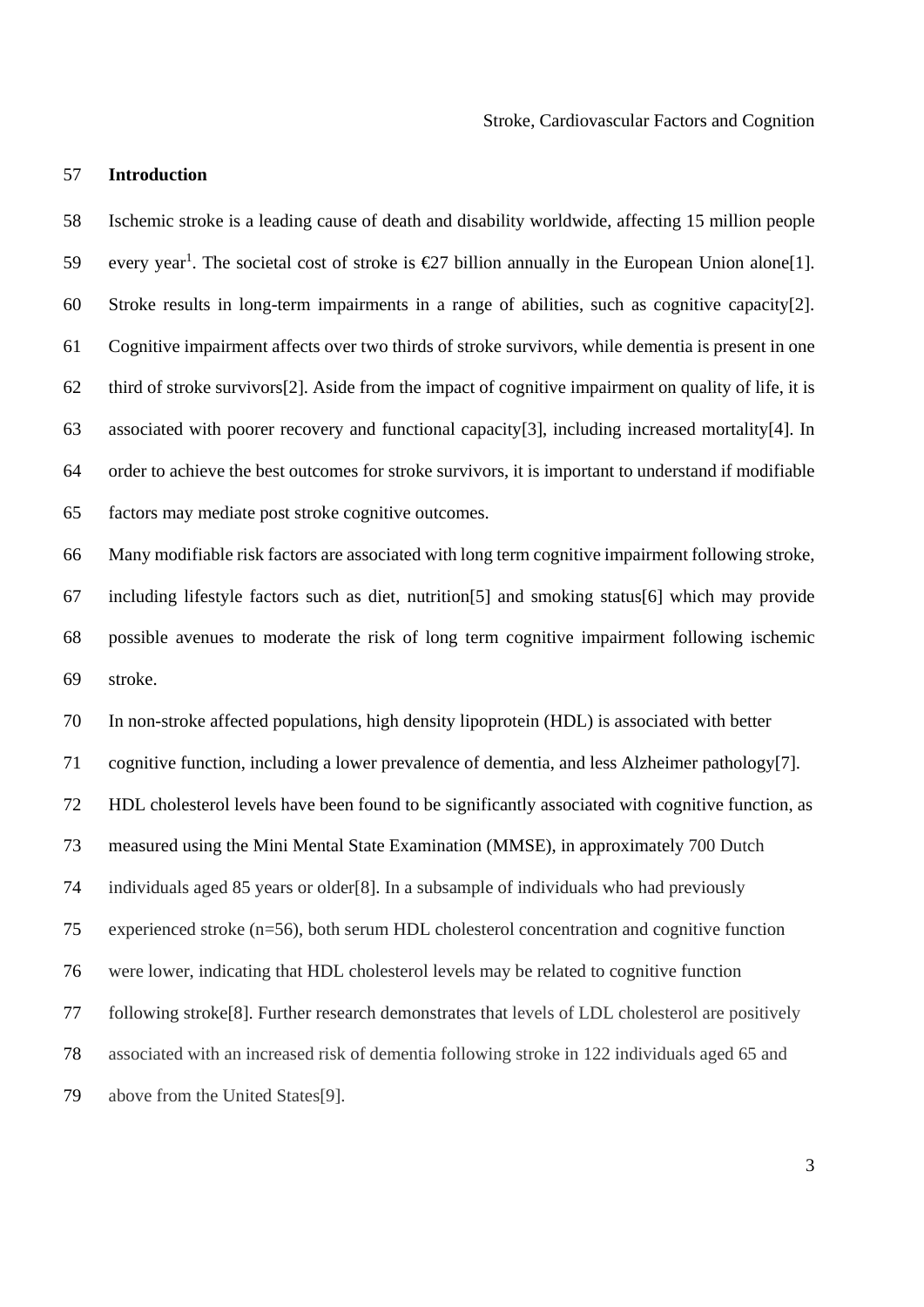## Introduction

Ischemic stroke is a leading cause of death and disability worldwide, affecting 15 million people every year[1]. The societal cost of stroke is €27 billion annually in the European Union alone[1]. Stroke results in long-term impairments in a range of abilities, such as cognitive capacity[2]. Cognitive impairment affects over two thirds of stroke survivors, while dementia is present in one third of stroke survivors[2]. Aside from the impact of cognitive impairment on quality of life, it is associated with poorer recovery and functional capacity[3], including increased mortality[4]. In order to achieve the best outcomes for stroke survivors, it is important to understand if modifiable factors may mediate post stroke cognitive outcomes.

Many modifiable risk factors are associated with long term cognitive impairment following stroke, including lifestyle factors such as diet, nutrition[5] and smoking status[6] which may provide possible avenues to moderate the risk of long term cognitive impairment following ischemic stroke.

In non-stroke affected populations, high density lipoprotein (HDL) is associated with better cognitive function, including a lower prevalence of dementia, and less Alzheimer pathology[7]. HDL cholesterol levels have been found to be significantly associated with cognitive function, as measured using the Mini Mental State Examination (MMSE), in approximately 700 Dutch individuals aged 85 years or older[8]. In a subsample of individuals who had previously experienced stroke (n=56), both serum HDL cholesterol concentration and cognitive function were lower, indicating that HDL cholesterol levels may be related to cognitive function following stroke[8]. Further research demonstrates that levels of LDL cholesterol are positively associated with an increased risk of dementia following stroke in 122 individuals aged 65 and above from the United States[9].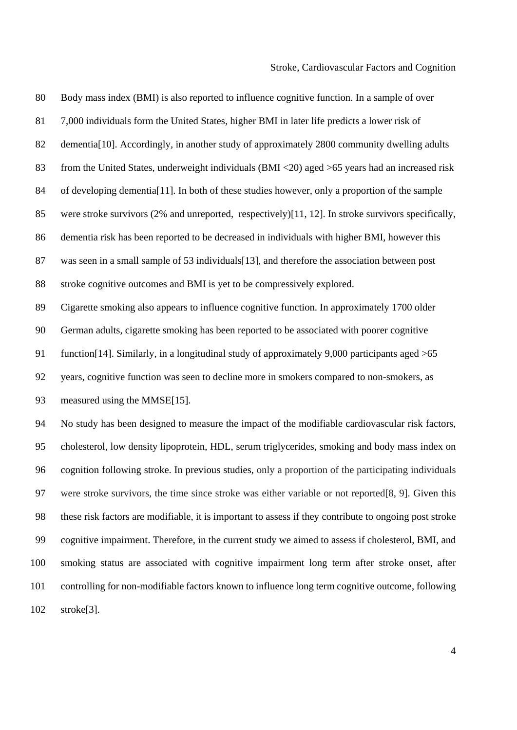Body mass index (BMI) is also reported to influence cognitive function. In a sample of over 7,000 individuals form the United States, higher BMI in later life predicts a lower risk of dementia[10]. Accordingly, in another study of approximately 2800 community dwelling adults from the United States, underweight individuals (BMI <20) aged >65 years had an increased risk of developing dementia[11]. In both of these studies however, only a proportion of the sample were stroke survivors (2% and unreported, respectively)[11, 12]. In stroke survivors specifically, dementia risk has been reported to be decreased in individuals with higher BMI, however this was seen in a small sample of 53 individuals[13], and therefore the association between post stroke cognitive outcomes and BMI is yet to be compressively explored.

Cigarette smoking also appears to influence cognitive function. In approximately 1700 older German adults, cigarette smoking has been reported to be associated with poorer cognitive function[14]. Similarly, in a longitudinal study of approximately 9,000 participants aged >65 years, cognitive function was seen to decline more in smokers compared to non-smokers, as measured using the MMSE[15].

No study has been designed to measure the impact of the modifiable cardiovascular risk factors, cholesterol, low density lipoprotein, HDL, serum triglycerides, smoking and body mass index on cognition following stroke. In previous studies, only a proportion of the participating individuals were stroke survivors, the time since stroke was either variable or not reported[8, 9]. Given this these risk factors are modifiable, it is important to assess if they contribute to ongoing post stroke cognitive impairment. Therefore, in the current study we aimed to assess if cholesterol, BMI, and smoking status are associated with cognitive impairment long term after stroke onset, after controlling for non-modifiable factors known to influence long term cognitive outcome, following stroke[3].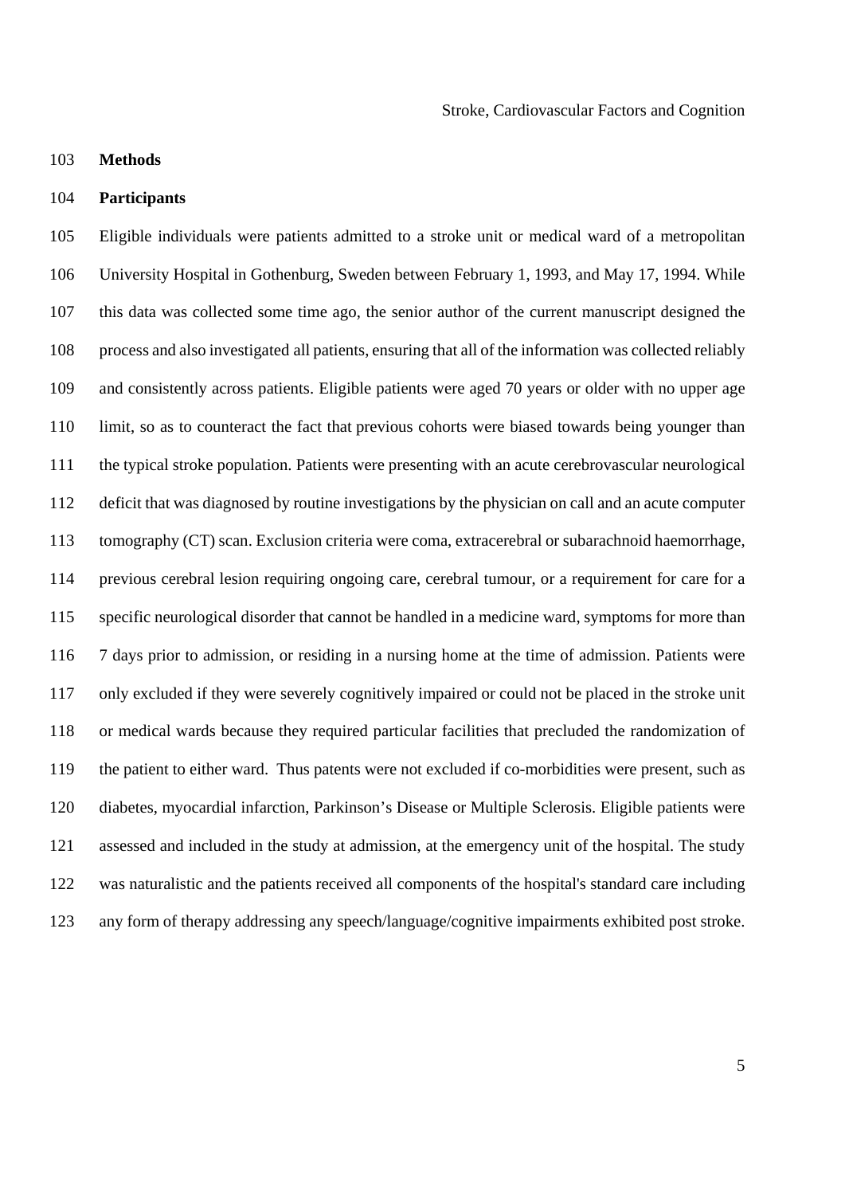## Methods

### Participants

Eligible individuals were patients admitted to a stroke unit or medical ward of a metropolitan University Hospital in Gothenburg, Sweden between February 1, 1993, and May 17, 1994. While this data was collected some time ago, the senior author of the current manuscript designed the process and also investigated all patients, ensuring that all of the information was collected reliably and consistently across patients. Eligible patients were aged 70 years or older with no upper age limit, so as to counteract the fact that previous cohorts were biased towards being younger than the typical stroke population. Patients were presenting with an acute cerebrovascular neurological deficit that was diagnosed by routine investigations by the physician on call and an acute computer tomography (CT) scan. Exclusion criteria were coma, extracerebral or subarachnoid haemorrhage, previous cerebral lesion requiring ongoing care, cerebral tumour, or a requirement for care for a specific neurological disorder that cannot be handled in a medicine ward, symptoms for more than 7 days prior to admission, or residing in a nursing home at the time of admission. Patients were only excluded if they were severely cognitively impaired or could not be placed in the stroke unit or medical wards because they required particular facilities that precluded the randomization of the patient to either ward. Thus patents were not excluded if co-morbidities were present, such as diabetes, myocardial infarction, Parkinson's Disease or Multiple Sclerosis. Eligible patients were assessed and included in the study at admission, at the emergency unit of the hospital. The study was naturalistic and the patients received all components of the hospital's standard care including any form of therapy addressing any speech/language/cognitive impairments exhibited post stroke.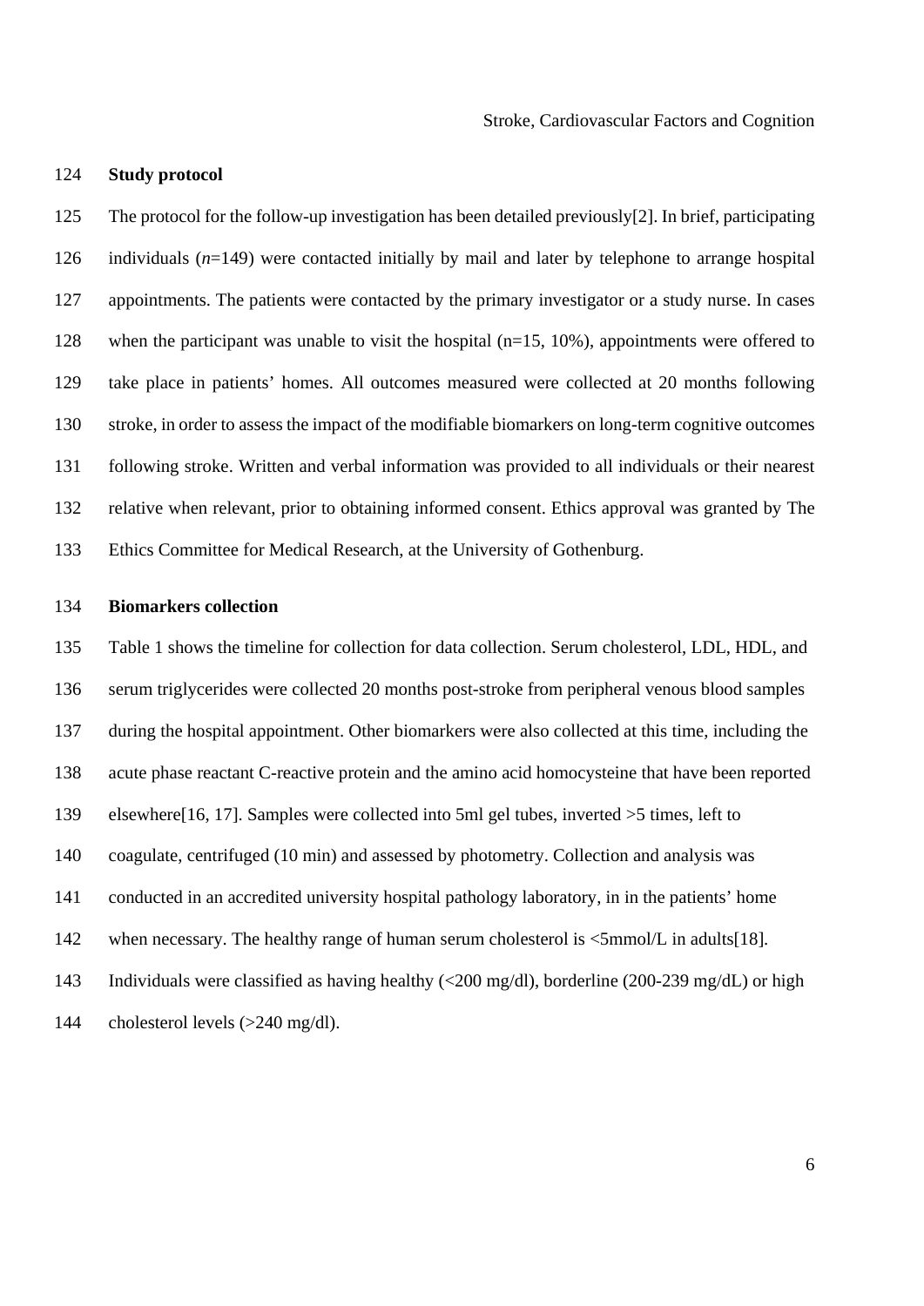## Study protocol

The protocol for the follow-up investigation has been detailed previously[2]. In brief, participating individuals (*n*=149) were contacted initially by mail and later by telephone to arrange hospital appointments. The patients were contacted by the primary investigator or a study nurse. In cases when the participant was unable to visit the hospital (n=15, 10%), appointments were offered to take place in patients' homes. All outcomes measured were collected at 20 months following stroke, in order to assess the impact of the modifiable biomarkers on long-term cognitive outcomes following stroke. Written and verbal information was provided to all individuals or their nearest relative when relevant, prior to obtaining informed consent. Ethics approval was granted by The Ethics Committee for Medical Research, at the University of Gothenburg.

## Biomarkers collection

Table 1 shows the timeline for collection for data collection. Serum cholesterol, LDL, HDL, and serum triglycerides were collected 20 months post-stroke from peripheral venous blood samples during the hospital appointment. Other biomarkers were also collected at this time, including the acute phase reactant C-reactive protein and the amino acid homocysteine that have been reported elsewhere[16, 17]. Samples were collected into 5ml gel tubes, inverted >5 times, left to coagulate, centrifuged (10 min) and assessed by photometry. Collection and analysis was conducted in an accredited university hospital pathology laboratory, in in the patients' home when necessary. The healthy range of human serum cholesterol is <5mmol/L in adults[18]. Individuals were classified as having healthy (<200 mg/dl), borderline (200-239 mg/dL) or high cholesterol levels (>240 mg/dl).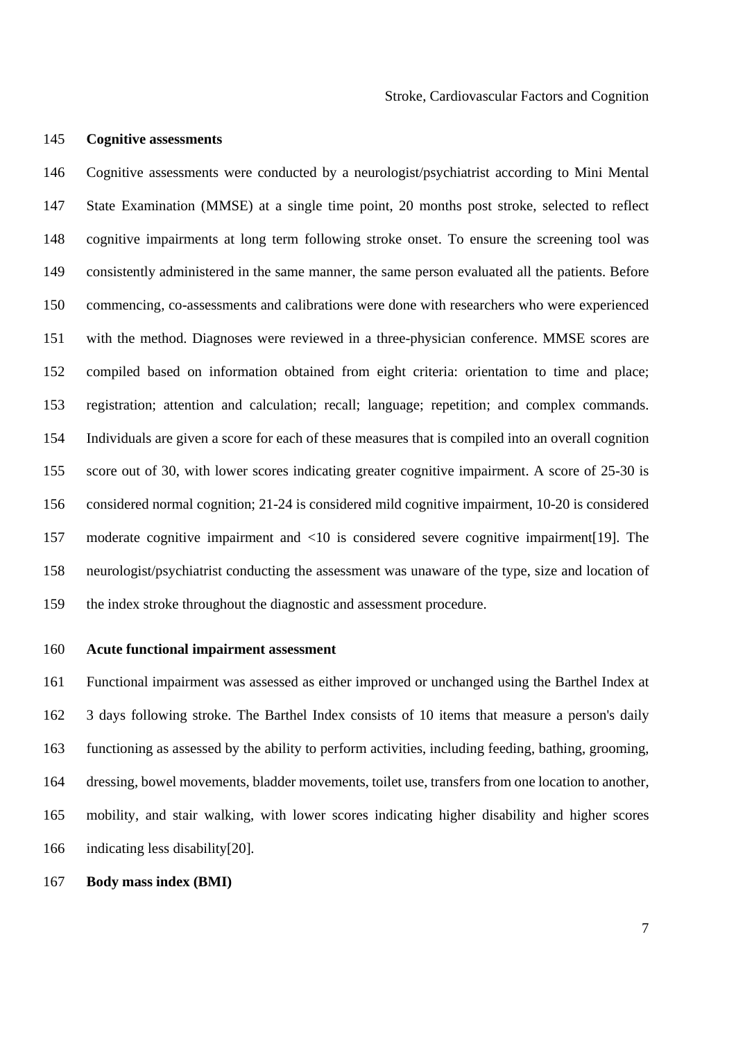### Cognitive assessments

Cognitive assessments were conducted by a neurologist/psychiatrist according to Mini Mental State Examination (MMSE) at a single time point, 20 months post stroke, selected to reflect cognitive impairments at long term following stroke onset. To ensure the screening tool was consistently administered in the same manner, the same person evaluated all the patients. Before commencing, co-assessments and calibrations were done with researchers who were experienced with the method. Diagnoses were reviewed in a three-physician conference. MMSE scores are compiled based on information obtained from eight criteria: orientation to time and place; registration; attention and calculation; recall; language; repetition; and complex commands. Individuals are given a score for each of these measures that is compiled into an overall cognition score out of 30, with lower scores indicating greater cognitive impairment. A score of 25-30 is considered normal cognition; 21-24 is considered mild cognitive impairment, 10-20 is considered moderate cognitive impairment and <10 is considered severe cognitive impairment[19]. The neurologist/psychiatrist conducting the assessment was unaware of the type, size and location of the index stroke throughout the diagnostic and assessment procedure.

### Acute functional impairment assessment

Functional impairment was assessed as either improved or unchanged using the Barthel Index at 3 days following stroke. The Barthel Index consists of 10 items that measure a person's daily functioning as assessed by the ability to perform activities, including feeding, bathing, grooming, dressing, bowel movements, bladder movements, toilet use, transfers from one location to another, mobility, and stair walking, with lower scores indicating higher disability and higher scores indicating less disability[20].

### Body mass index (BMI)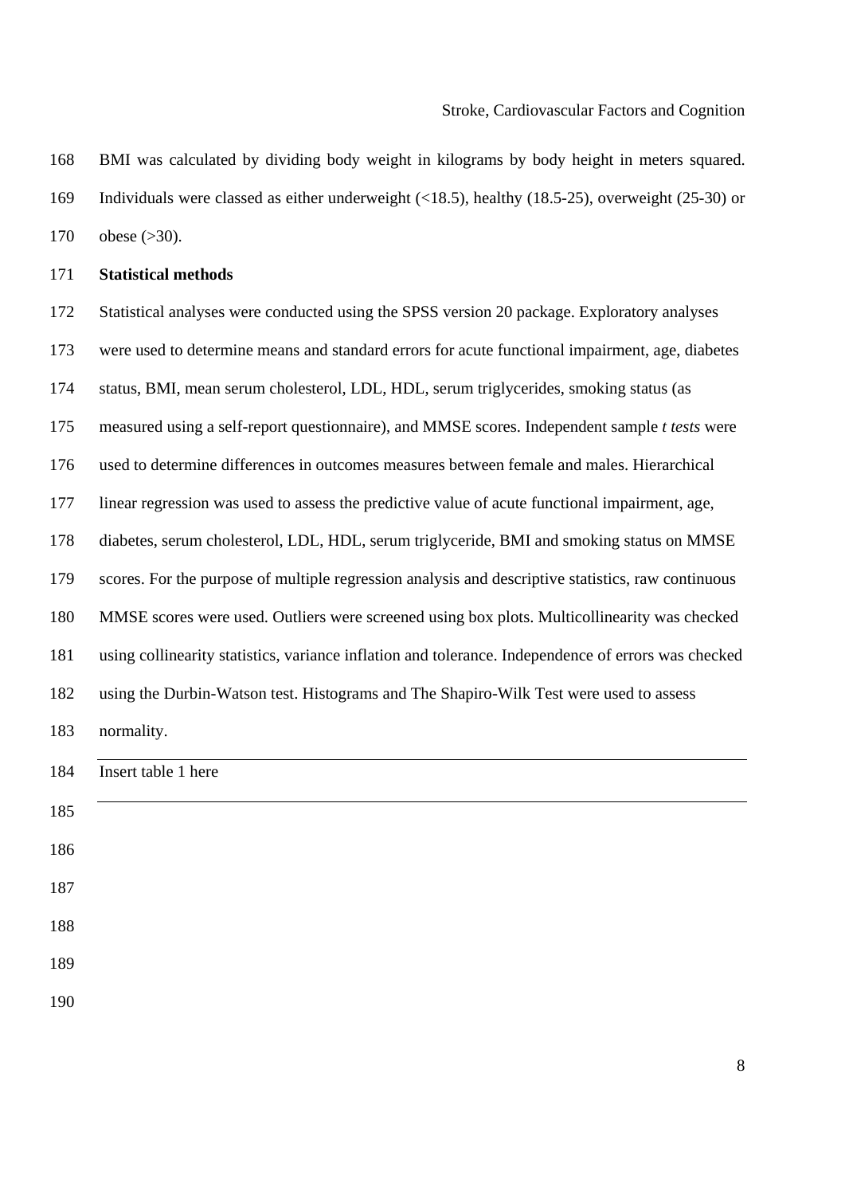BMI was calculated by dividing body weight in kilograms by body height in meters squared. Individuals were classed as either underweight (<18.5), healthy (18.5-25), overweight (25-30) or obese (>30).

**Statistical methods**

Statistical analyses were conducted using the SPSS version 20 package. Exploratory analyses were used to determine means and standard errors for acute functional impairment, age, diabetes status, BMI, mean serum cholesterol, LDL, HDL, serum triglycerides, smoking status (as measured using a self-report questionnaire), and MMSE scores. Independent sample *t tests* were used to determine differences in outcomes measures between female and males. Hierarchical linear regression was used to assess the predictive value of acute functional impairment, age, diabetes, serum cholesterol, LDL, HDL, serum triglyceride, BMI and smoking status on MMSE scores. For the purpose of multiple regression analysis and descriptive statistics, raw continuous MMSE scores were used. Outliers were screened using box plots. Multicollinearity was checked using collinearity statistics, variance inflation and tolerance. Independence of errors was checked using the Durbin-Watson test. Histograms and The Shapiro-Wilk Test were used to assess normality.

---

Insert table 1 here

---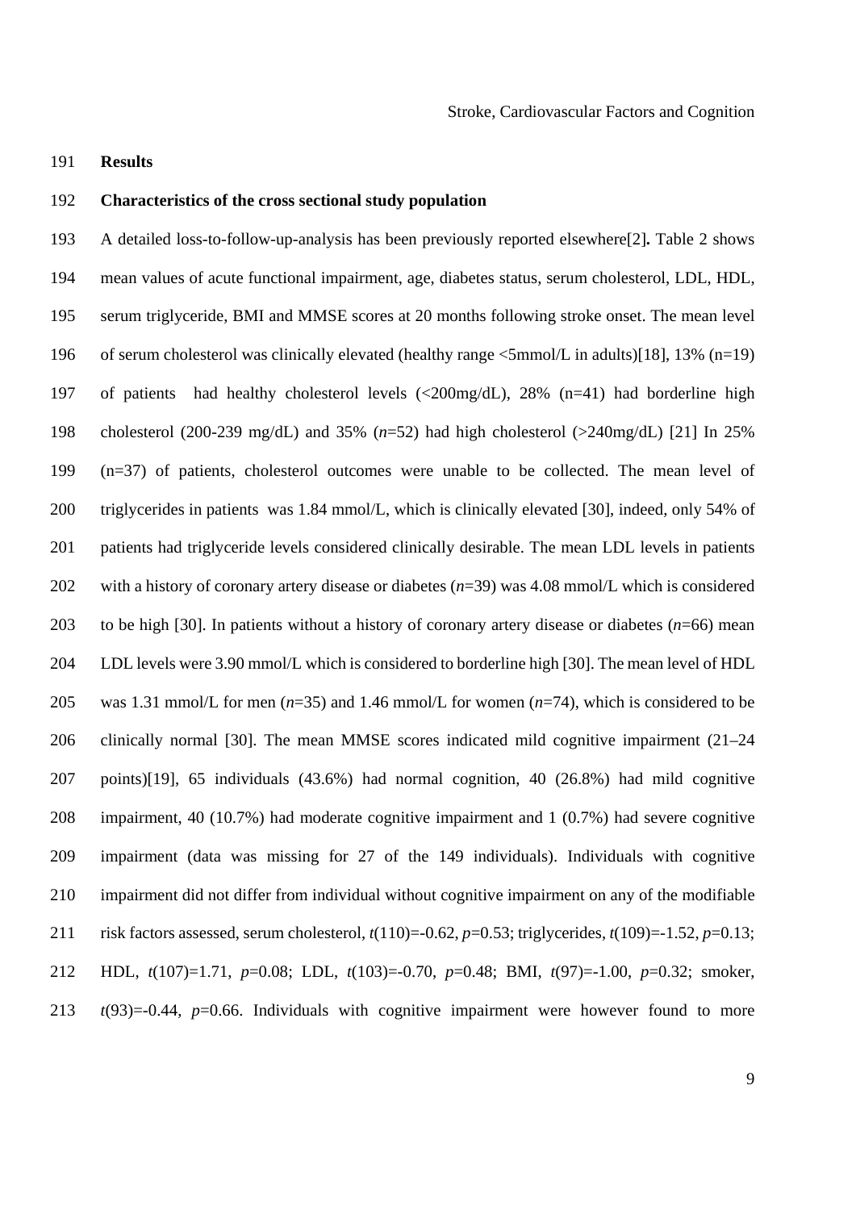**Results**

**Characteristics of the cross sectional study population**

A detailed loss-to-follow-up-analysis has been previously reported elsewhere[2]**.** Table 2 shows mean values of acute functional impairment, age, diabetes status, serum cholesterol, LDL, HDL, serum triglyceride, BMI and MMSE scores at 20 months following stroke onset. The mean level of serum cholesterol was clinically elevated (healthy range <5mmol/L in adults)[18], 13% (n=19) of patients had healthy cholesterol levels (<200mg/dL), 28% (n=41) had borderline high cholesterol (200-239 mg/dL) and 35% (*n*=52) had high cholesterol (>240mg/dL) [21] In 25% (n=37) of patients, cholesterol outcomes were unable to be collected. The mean level of triglycerides in patients was 1.84 mmol/L, which is clinically elevated [30], indeed, only 54% of patients had triglyceride levels considered clinically desirable. The mean LDL levels in patients with a history of coronary artery disease or diabetes (*n*=39) was 4.08 mmol/L which is considered to be high [30]. In patients without a history of coronary artery disease or diabetes (*n*=66) mean LDL levels were 3.90 mmol/L which is considered to borderline high [30]. The mean level of HDL was 1.31 mmol/L for men (*n*=35) and 1.46 mmol/L for women (*n*=74), which is considered to be clinically normal [30]. The mean MMSE scores indicated mild cognitive impairment (21–24 points)[19], 65 individuals (43.6%) had normal cognition, 40 (26.8%) had mild cognitive impairment, 40 (10.7%) had moderate cognitive impairment and 1 (0.7%) had severe cognitive impairment (data was missing for 27 of the 149 individuals). Individuals with cognitive impairment did not differ from individual without cognitive impairment on any of the modifiable risk factors assessed, serum cholesterol, $t(110)=-0.62$, $p=0.53$; triglycerides, $t(109)=-1.52$, $p=0.13$; HDL, $t(107)=1.71$, $p=0.08$; LDL, $t(103)=-0.70$, $p=0.48$; BMI, $t(97)=-1.00$, $p=0.32$; smoker, $t(93)=-0.44$, $p=0.66$. Individuals with cognitive impairment were however found to more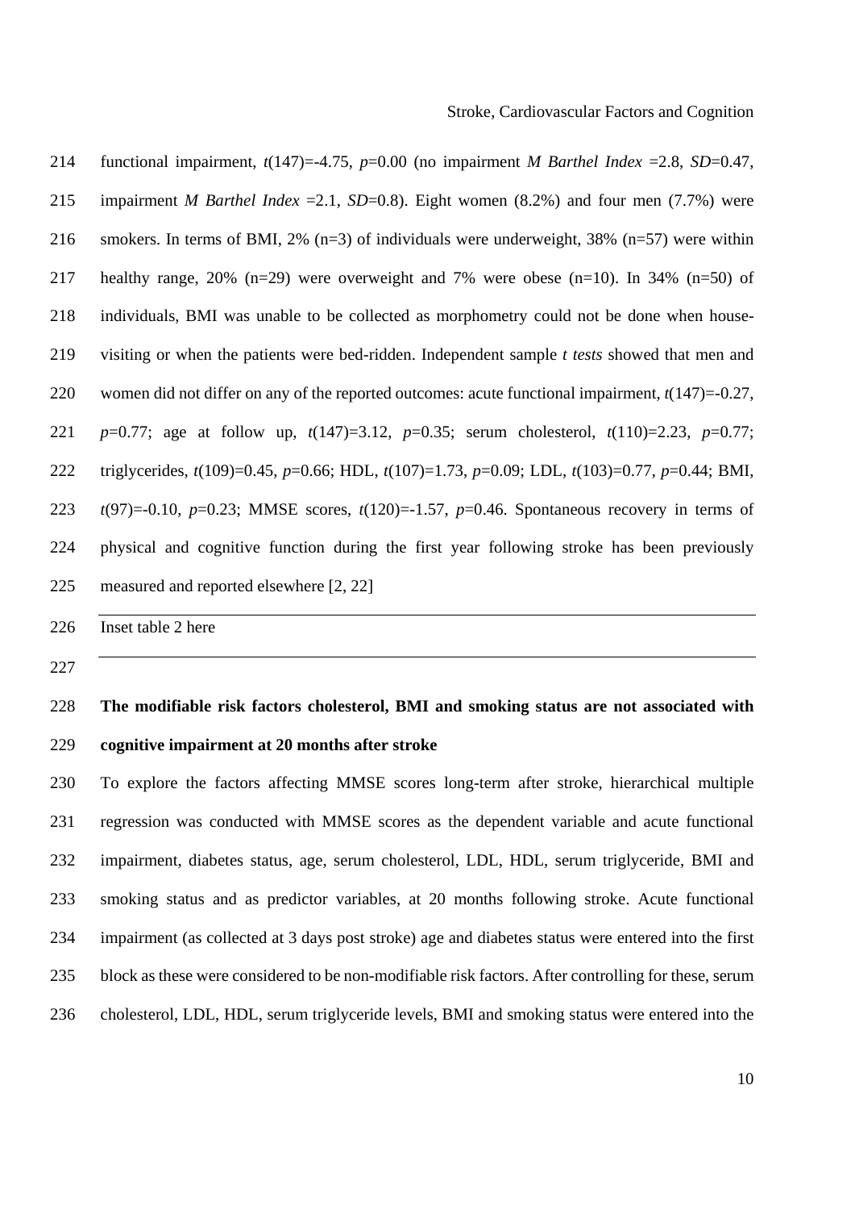functional impairment, $t(147)=-4.75$, $p=0.00$ (no impairment *M Barthel Index* =2.8, *SD*=0.47, impairment *M Barthel Index* =2.1, *SD*=0.8). Eight women (8.2%) and four men (7.7%) were smokers. In terms of BMI, 2% (n=3) of individuals were underweight, 38% (n=57) were within healthy range, 20% (n=29) were overweight and 7% were obese (n=10). In 34% (n=50) of individuals, BMI was unable to be collected as morphometry could not be done when house-visiting or when the patients were bed-ridden. Independent sample *t tests* showed that men and women did not differ on any of the reported outcomes: acute functional impairment, $t(147)=-0.27$, $p=0.77$; age at follow up, $t(147)=3.12$, $p=0.35$; serum cholesterol, $t(110)=2.23$, $p=0.77$; triglycerides, $t(109)=0.45$, $p=0.66$; HDL, $t(107)=1.73$, $p=0.09$; LDL, $t(103)=0.77$, $p=0.44$; BMI, $t(97)=-0.10$, $p=0.23$; MMSE scores, $t(120)=-1.57$, $p=0.46$. Spontaneous recovery in terms of physical and cognitive function during the first year following stroke has been previously measured and reported elsewhere [2, 22]

Inset table 2 here

**The modifiable risk factors cholesterol, BMI and smoking status are not associated with cognitive impairment at 20 months after stroke**

To explore the factors affecting MMSE scores long-term after stroke, hierarchical multiple regression was conducted with MMSE scores as the dependent variable and acute functional impairment, diabetes status, age, serum cholesterol, LDL, HDL, serum triglyceride, BMI and smoking status and as predictor variables, at 20 months following stroke. Acute functional impairment (as collected at 3 days post stroke) age and diabetes status were entered into the first block as these were considered to be non-modifiable risk factors. After controlling for these, serum cholesterol, LDL, HDL, serum triglyceride levels, BMI and smoking status were entered into the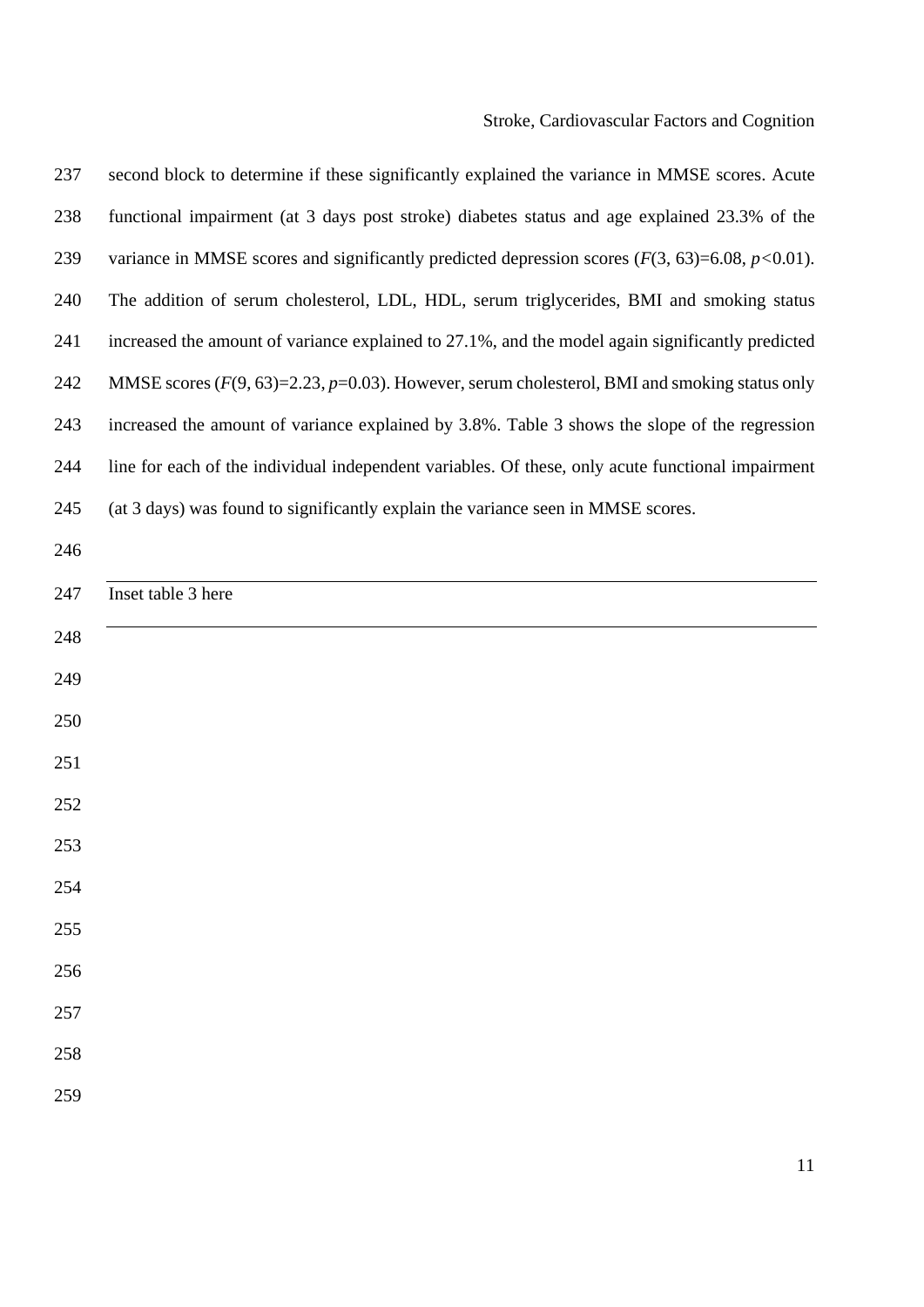second block to determine if these significantly explained the variance in MMSE scores. Acute functional impairment (at 3 days post stroke) diabetes status and age explained 23.3% of the variance in MMSE scores and significantly predicted depression scores ($F(3, 63)=6.08$, $p<0.01$). The addition of serum cholesterol, LDL, HDL, serum triglycerides, BMI and smoking status increased the amount of variance explained to 27.1%, and the model again significantly predicted MMSE scores ($F(9, 63)=2.23$, $p=0.03$). However, serum cholesterol, BMI and smoking status only increased the amount of variance explained by 3.8%. Table 3 shows the slope of the regression line for each of the individual independent variables. Of these, only acute functional impairment (at 3 days) was found to significantly explain the variance seen in MMSE scores.

---

Inset table 3 here

---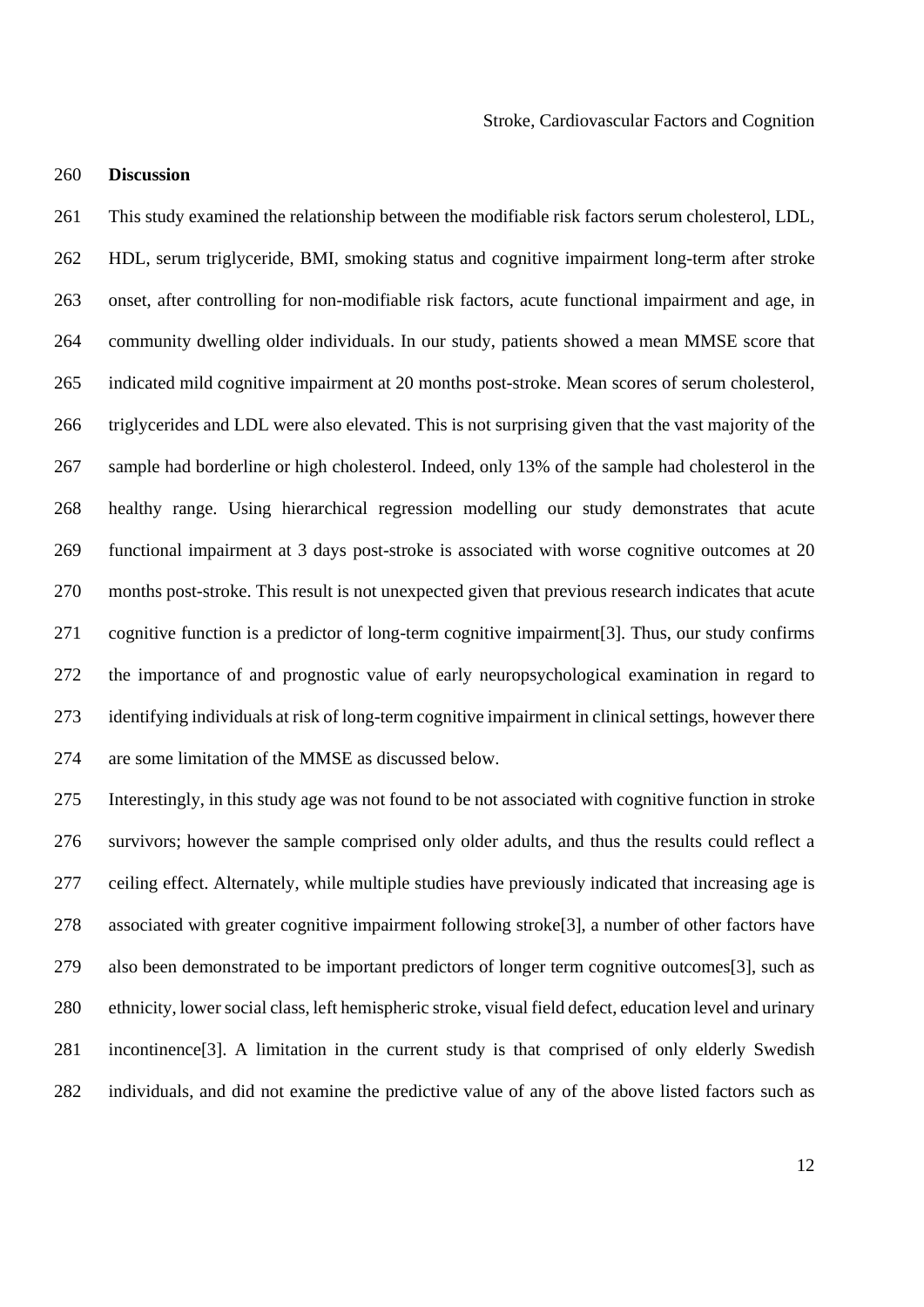## Discussion

This study examined the relationship between the modifiable risk factors serum cholesterol, LDL, HDL, serum triglyceride, BMI, smoking status and cognitive impairment long-term after stroke onset, after controlling for non-modifiable risk factors, acute functional impairment and age, in community dwelling older individuals. In our study, patients showed a mean MMSE score that indicated mild cognitive impairment at 20 months post-stroke. Mean scores of serum cholesterol, triglycerides and LDL were also elevated. This is not surprising given that the vast majority of the sample had borderline or high cholesterol. Indeed, only 13% of the sample had cholesterol in the healthy range. Using hierarchical regression modelling our study demonstrates that acute functional impairment at 3 days post-stroke is associated with worse cognitive outcomes at 20 months post-stroke. This result is not unexpected given that previous research indicates that acute cognitive function is a predictor of long-term cognitive impairment[3]. Thus, our study confirms the importance of and prognostic value of early neuropsychological examination in regard to identifying individuals at risk of long-term cognitive impairment in clinical settings, however there are some limitation of the MMSE as discussed below.

Interestingly, in this study age was not found to be not associated with cognitive function in stroke survivors; however the sample comprised only older adults, and thus the results could reflect a ceiling effect. Alternately, while multiple studies have previously indicated that increasing age is associated with greater cognitive impairment following stroke[3], a number of other factors have also been demonstrated to be important predictors of longer term cognitive outcomes[3], such as ethnicity, lower social class, left hemispheric stroke, visual field defect, education level and urinary incontinence[3]. A limitation in the current study is that comprised of only elderly Swedish individuals, and did not examine the predictive value of any of the above listed factors such as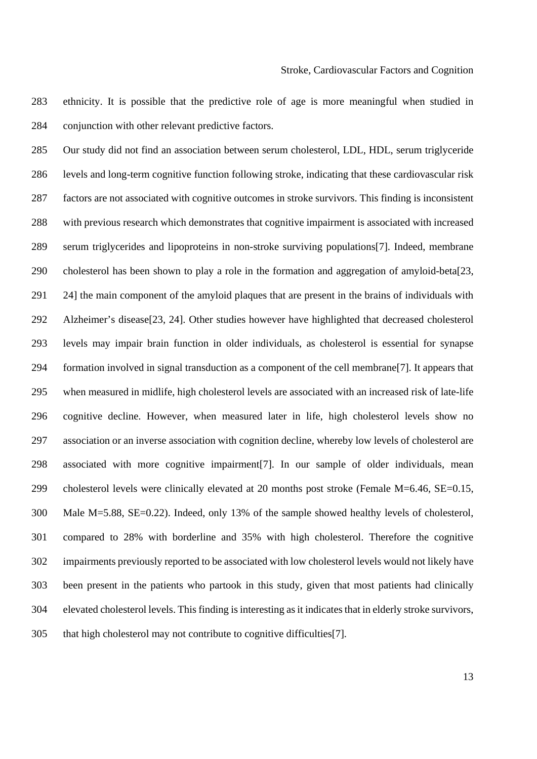ethnicity. It is possible that the predictive role of age is more meaningful when studied in conjunction with other relevant predictive factors.

Our study did not find an association between serum cholesterol, LDL, HDL, serum triglyceride levels and long-term cognitive function following stroke, indicating that these cardiovascular risk factors are not associated with cognitive outcomes in stroke survivors. This finding is inconsistent with previous research which demonstrates that cognitive impairment is associated with increased serum triglycerides and lipoproteins in non-stroke surviving populations[7]. Indeed, membrane cholesterol has been shown to play a role in the formation and aggregation of amyloid-beta[23, 24] the main component of the amyloid plaques that are present in the brains of individuals with Alzheimer's disease[23, 24]. Other studies however have highlighted that decreased cholesterol levels may impair brain function in older individuals, as cholesterol is essential for synapse formation involved in signal transduction as a component of the cell membrane[7]. It appears that when measured in midlife, high cholesterol levels are associated with an increased risk of late-life cognitive decline. However, when measured later in life, high cholesterol levels show no association or an inverse association with cognition decline, whereby low levels of cholesterol are associated with more cognitive impairment[7]. In our sample of older individuals, mean cholesterol levels were clinically elevated at 20 months post stroke (Female M=6.46, SE=0.15, Male M=5.88, SE=0.22). Indeed, only 13% of the sample showed healthy levels of cholesterol, compared to 28% with borderline and 35% with high cholesterol. Therefore the cognitive impairments previously reported to be associated with low cholesterol levels would not likely have been present in the patients who partook in this study, given that most patients had clinically elevated cholesterol levels. This finding is interesting as it indicates that in elderly stroke survivors, that high cholesterol may not contribute to cognitive difficulties[7].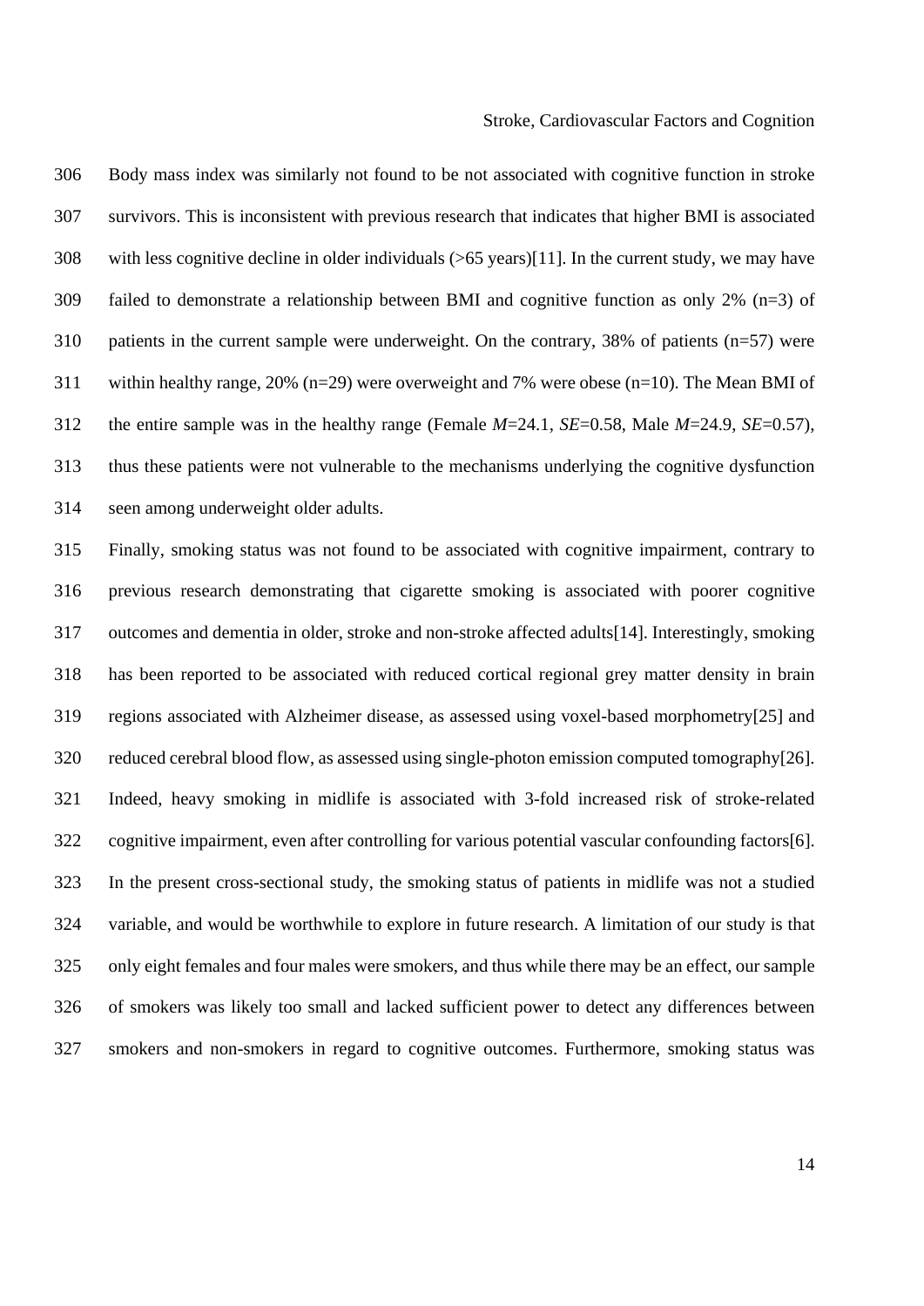Body mass index was similarly not found to be not associated with cognitive function in stroke survivors. This is inconsistent with previous research that indicates that higher BMI is associated with less cognitive decline in older individuals (>65 years)[11]. In the current study, we may have failed to demonstrate a relationship between BMI and cognitive function as only 2% (n=3) of patients in the current sample were underweight. On the contrary, 38% of patients (n=57) were within healthy range, 20% (n=29) were overweight and 7% were obese (n=10). The Mean BMI of the entire sample was in the healthy range (Female *M*=24.1, *SE*=0.58, Male *M*=24.9, *SE*=0.57), thus these patients were not vulnerable to the mechanisms underlying the cognitive dysfunction seen among underweight older adults.

Finally, smoking status was not found to be associated with cognitive impairment, contrary to previous research demonstrating that cigarette smoking is associated with poorer cognitive outcomes and dementia in older, stroke and non-stroke affected adults[14]. Interestingly, smoking has been reported to be associated with reduced cortical regional grey matter density in brain regions associated with Alzheimer disease, as assessed using voxel-based morphometry[25] and reduced cerebral blood flow, as assessed using single-photon emission computed tomography[26]. Indeed, heavy smoking in midlife is associated with 3-fold increased risk of stroke-related cognitive impairment, even after controlling for various potential vascular confounding factors[6]. In the present cross-sectional study, the smoking status of patients in midlife was not a studied variable, and would be worthwhile to explore in future research. A limitation of our study is that only eight females and four males were smokers, and thus while there may be an effect, our sample of smokers was likely too small and lacked sufficient power to detect any differences between smokers and non-smokers in regard to cognitive outcomes. Furthermore, smoking status was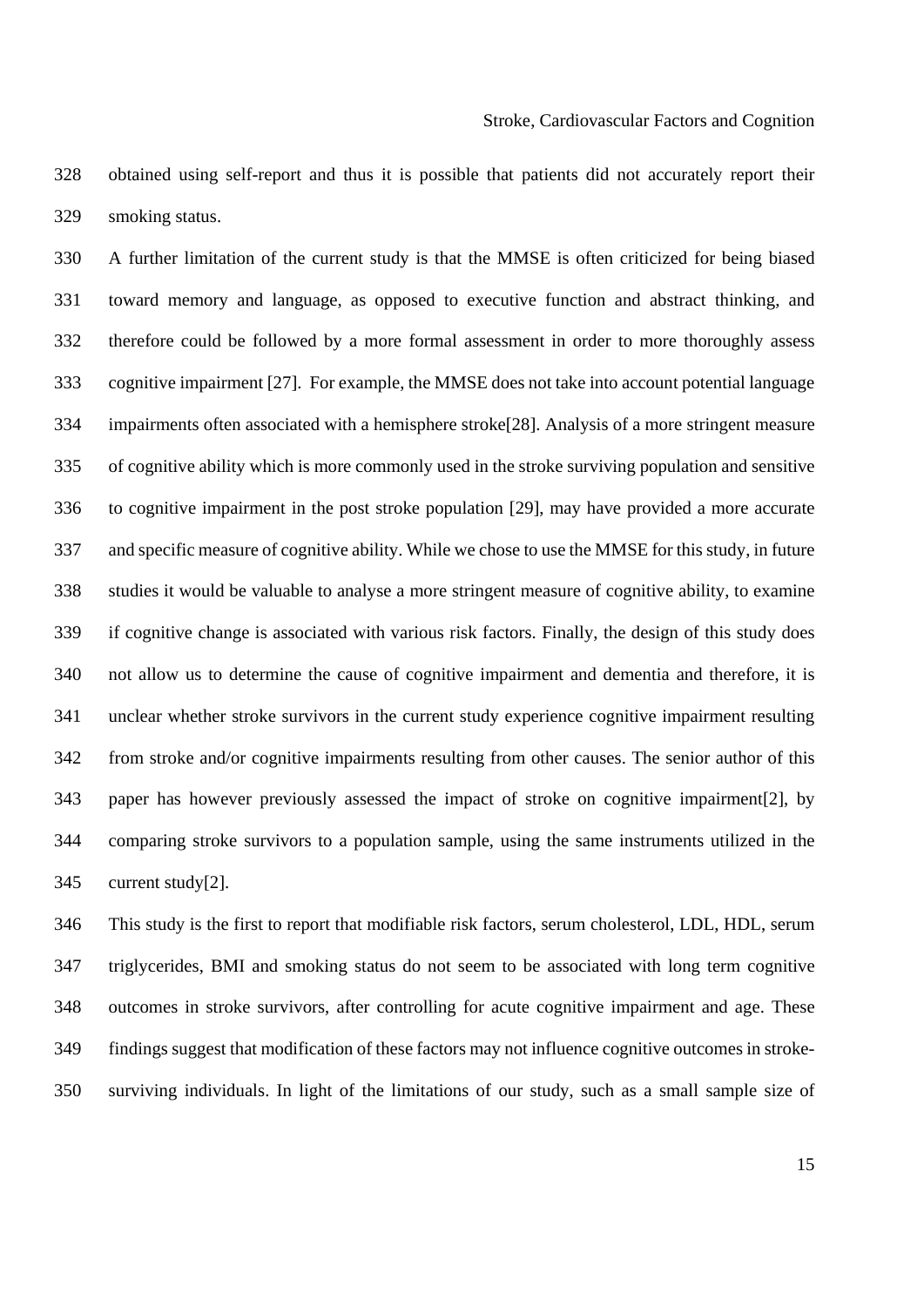obtained using self-report and thus it is possible that patients did not accurately report their smoking status.

A further limitation of the current study is that the MMSE is often criticized for being biased toward memory and language, as opposed to executive function and abstract thinking, and therefore could be followed by a more formal assessment in order to more thoroughly assess cognitive impairment [27]. For example, the MMSE does not take into account potential language impairments often associated with a hemisphere stroke[28]. Analysis of a more stringent measure of cognitive ability which is more commonly used in the stroke surviving population and sensitive to cognitive impairment in the post stroke population [29], may have provided a more accurate and specific measure of cognitive ability. While we chose to use the MMSE for this study, in future studies it would be valuable to analyse a more stringent measure of cognitive ability, to examine if cognitive change is associated with various risk factors. Finally, the design of this study does not allow us to determine the cause of cognitive impairment and dementia and therefore, it is unclear whether stroke survivors in the current study experience cognitive impairment resulting from stroke and/or cognitive impairments resulting from other causes. The senior author of this paper has however previously assessed the impact of stroke on cognitive impairment[2], by comparing stroke survivors to a population sample, using the same instruments utilized in the current study[2].

This study is the first to report that modifiable risk factors, serum cholesterol, LDL, HDL, serum triglycerides, BMI and smoking status do not seem to be associated with long term cognitive outcomes in stroke survivors, after controlling for acute cognitive impairment and age. These findings suggest that modification of these factors may not influence cognitive outcomes in stroke-surviving individuals. In light of the limitations of our study, such as a small sample size of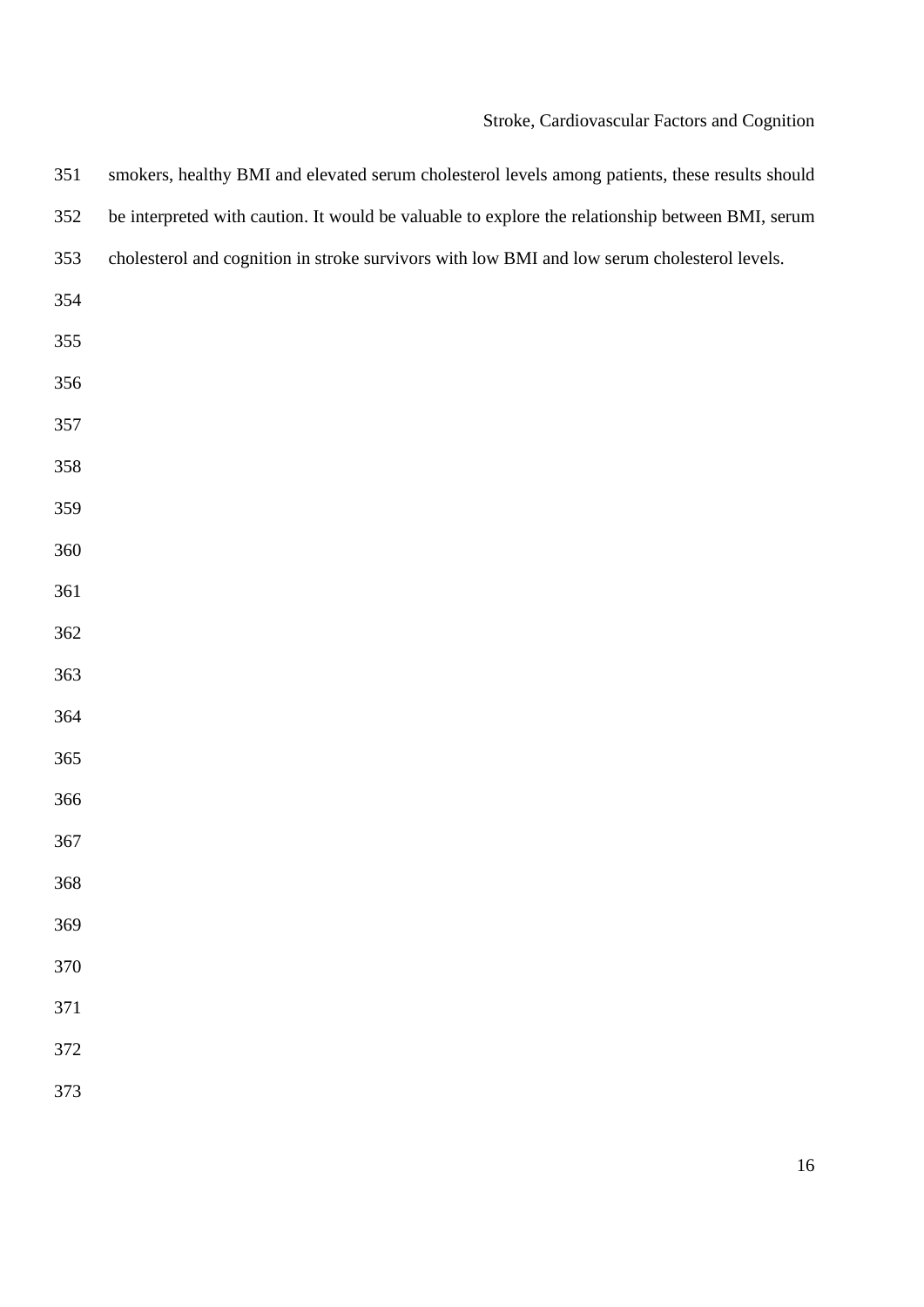smokers, healthy BMI and elevated serum cholesterol levels among patients, these results should be interpreted with caution. It would be valuable to explore the relationship between BMI, serum cholesterol and cognition in stroke survivors with low BMI and low serum cholesterol levels.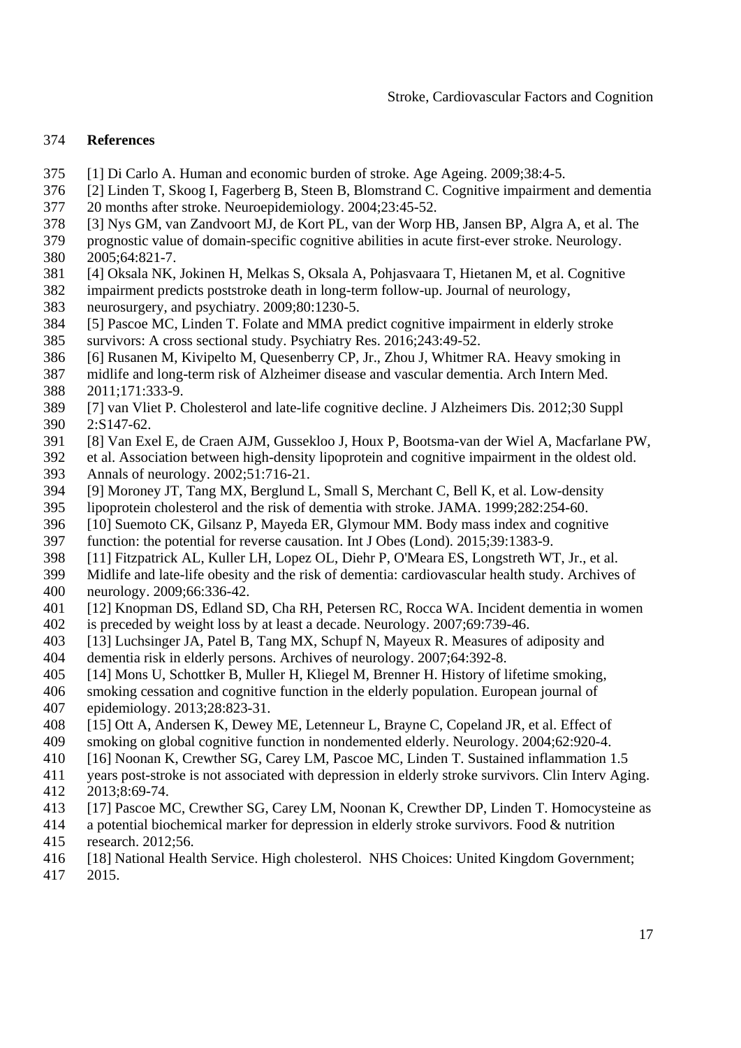## References

[1] Di Carlo A. Human and economic burden of stroke. Age Ageing. 2009;38:4-5.

[2] Linden T, Skoog I, Fagerberg B, Steen B, Blomstrand C. Cognitive impairment and dementia 20 months after stroke. Neuroepidemiology. 2004;23:45-52.

[3] Nys GM, van Zandvoort MJ, de Kort PL, van der Worp HB, Jansen BP, Algra A, et al. The prognostic value of domain-specific cognitive abilities in acute first-ever stroke. Neurology. 2005;64:821-7.

[4] Oksala NK, Jokinen H, Melkas S, Oksala A, Pohjasvaara T, Hietanen M, et al. Cognitive impairment predicts poststroke death in long-term follow-up. Journal of neurology, neurosurgery, and psychiatry. 2009;80:1230-5.

[5] Pascoe MC, Linden T. Folate and MMA predict cognitive impairment in elderly stroke survivors: A cross sectional study. Psychiatry Res. 2016;243:49-52.

[6] Rusanen M, Kivipelto M, Quesenberry CP, Jr., Zhou J, Whitmer RA. Heavy smoking in midlife and long-term risk of Alzheimer disease and vascular dementia. Arch Intern Med. 2011;171:333-9.

[7] van Vliet P. Cholesterol and late-life cognitive decline. J Alzheimers Dis. 2012;30 Suppl 2:S147-62.

[8] Van Exel E, de Craen AJM, Gussekloo J, Houx P, Bootsma-van der Wiel A, Macfarlane PW, et al. Association between high-density lipoprotein and cognitive impairment in the oldest old. Annals of neurology. 2002;51:716-21.

[9] Moroney JT, Tang MX, Berglund L, Small S, Merchant C, Bell K, et al. Low-density lipoprotein cholesterol and the risk of dementia with stroke. JAMA. 1999;282:254-60.

[10] Suemoto CK, Gilsanz P, Mayeda ER, Glymour MM. Body mass index and cognitive function: the potential for reverse causation. Int J Obes (Lond). 2015;39:1383-9.

[11] Fitzpatrick AL, Kuller LH, Lopez OL, Diehr P, O'Meara ES, Longstreth WT, Jr., et al. Midlife and late-life obesity and the risk of dementia: cardiovascular health study. Archives of neurology. 2009;66:336-42.

[12] Knopman DS, Edland SD, Cha RH, Petersen RC, Rocca WA. Incident dementia in women is preceded by weight loss by at least a decade. Neurology. 2007;69:739-46.

[13] Luchsinger JA, Patel B, Tang MX, Schupf N, Mayeux R. Measures of adiposity and dementia risk in elderly persons. Archives of neurology. 2007;64:392-8.

[14] Mons U, Schottker B, Muller H, Kliegel M, Brenner H. History of lifetime smoking, smoking cessation and cognitive function in the elderly population. European journal of epidemiology. 2013;28:823-31.

[15] Ott A, Andersen K, Dewey ME, Letenneur L, Brayne C, Copeland JR, et al. Effect of smoking on global cognitive function in nondemented elderly. Neurology. 2004;62:920-4.

[16] Noonan K, Crewther SG, Carey LM, Pascoe MC, Linden T. Sustained inflammation 1.5 years post-stroke is not associated with depression in elderly stroke survivors. Clin Interv Aging. 2013;8:69-74.

[17] Pascoe MC, Crewther SG, Carey LM, Noonan K, Crewther DP, Linden T. Homocysteine as a potential biochemical marker for depression in elderly stroke survivors. Food & nutrition research. 2012;56.

[18] National Health Service. High cholesterol. NHS Choices: United Kingdom Government; 2015.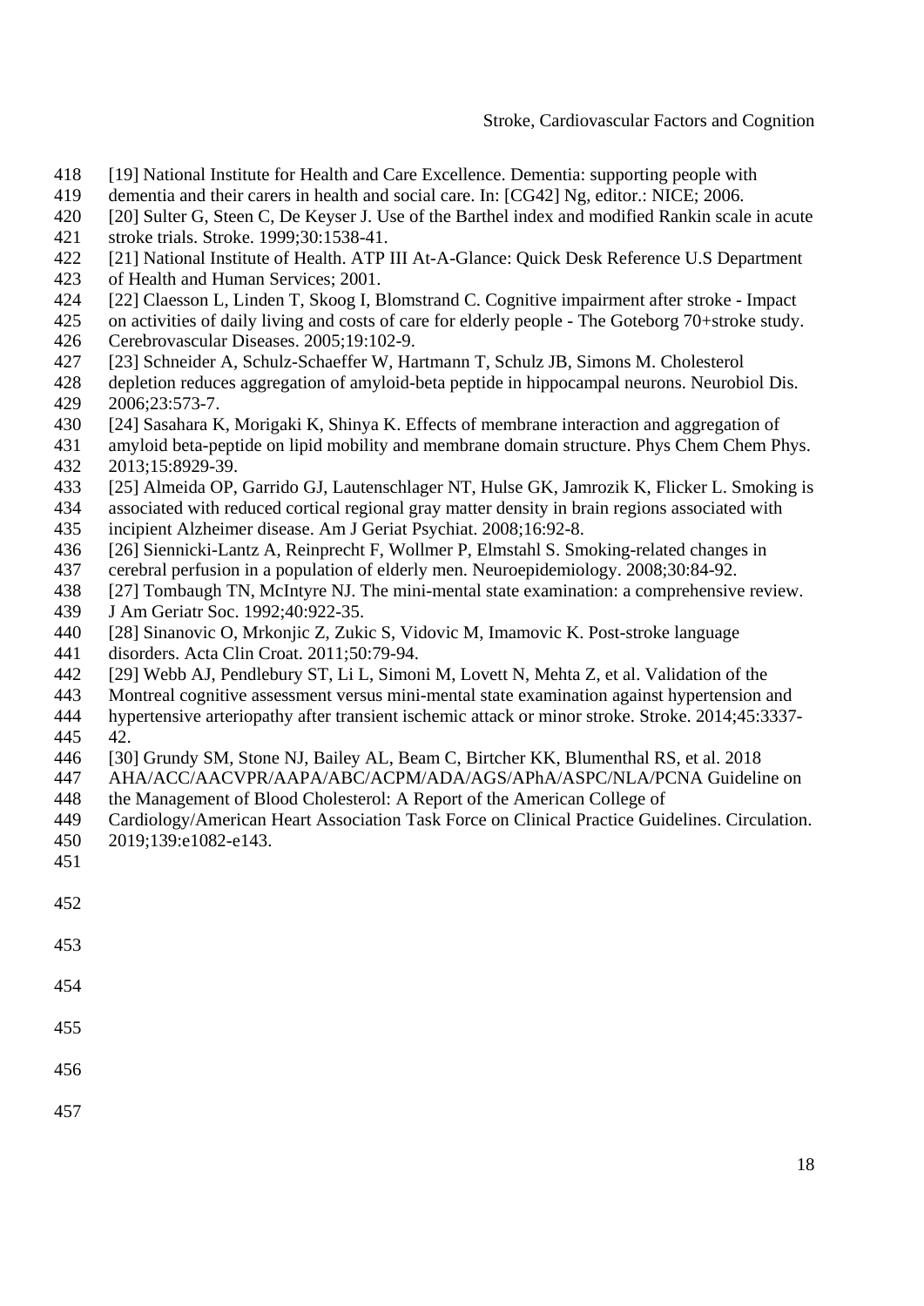[19] National Institute for Health and Care Excellence. Dementia: supporting people with dementia and their carers in health and social care. In: [CG42] Ng, editor.: NICE; 2006.

[20] Sulter G, Steen C, De Keyser J. Use of the Barthel index and modified Rankin scale in acute stroke trials. Stroke. 1999;30:1538-41.

[21] National Institute of Health. ATP III At-A-Glance: Quick Desk Reference U.S Department of Health and Human Services; 2001.

[22] Claesson L, Linden T, Skoog I, Blomstrand C. Cognitive impairment after stroke - Impact on activities of daily living and costs of care for elderly people - The Goteborg 70+stroke study. Cerebrovascular Diseases. 2005;19:102-9.

[23] Schneider A, Schulz-Schaeffer W, Hartmann T, Schulz JB, Simons M. Cholesterol depletion reduces aggregation of amyloid-beta peptide in hippocampal neurons. Neurobiol Dis. 2006;23:573-7.

[24] Sasahara K, Morigaki K, Shinya K. Effects of membrane interaction and aggregation of amyloid beta-peptide on lipid mobility and membrane domain structure. Phys Chem Chem Phys. 2013;15:8929-39.

[25] Almeida OP, Garrido GJ, Lautenschlager NT, Hulse GK, Jamrozik K, Flicker L. Smoking is associated with reduced cortical regional gray matter density in brain regions associated with incipient Alzheimer disease. Am J Geriat Psychiat. 2008;16:92-8.

[26] Siennicki-Lantz A, Reinprecht F, Wollmer P, Elmstahl S. Smoking-related changes in cerebral perfusion in a population of elderly men. Neuroepidemiology. 2008;30:84-92.

[27] Tombaugh TN, McIntyre NJ. The mini-mental state examination: a comprehensive review. J Am Geriatr Soc. 1992;40:922-35.

[28] Sinanovic O, Mrkonjic Z, Zukic S, Vidovic M, Imamovic K. Post-stroke language disorders. Acta Clin Croat. 2011;50:79-94.

[29] Webb AJ, Pendlebury ST, Li L, Simoni M, Lovett N, Mehta Z, et al. Validation of the Montreal cognitive assessment versus mini-mental state examination against hypertension and hypertensive arteriopathy after transient ischemic attack or minor stroke. Stroke. 2014;45:3337-42.

[30] Grundy SM, Stone NJ, Bailey AL, Beam C, Birtcher KK, Blumenthal RS, et al. 2018 AHA/ACC/AACVPR/AAPA/ABC/ACPM/ADA/AGS/APhA/ASPC/NLA/PCNA Guideline on the Management of Blood Cholesterol: A Report of the American College of Cardiology/American Heart Association Task Force on Clinical Practice Guidelines. Circulation. 2019;139:e1082-e143.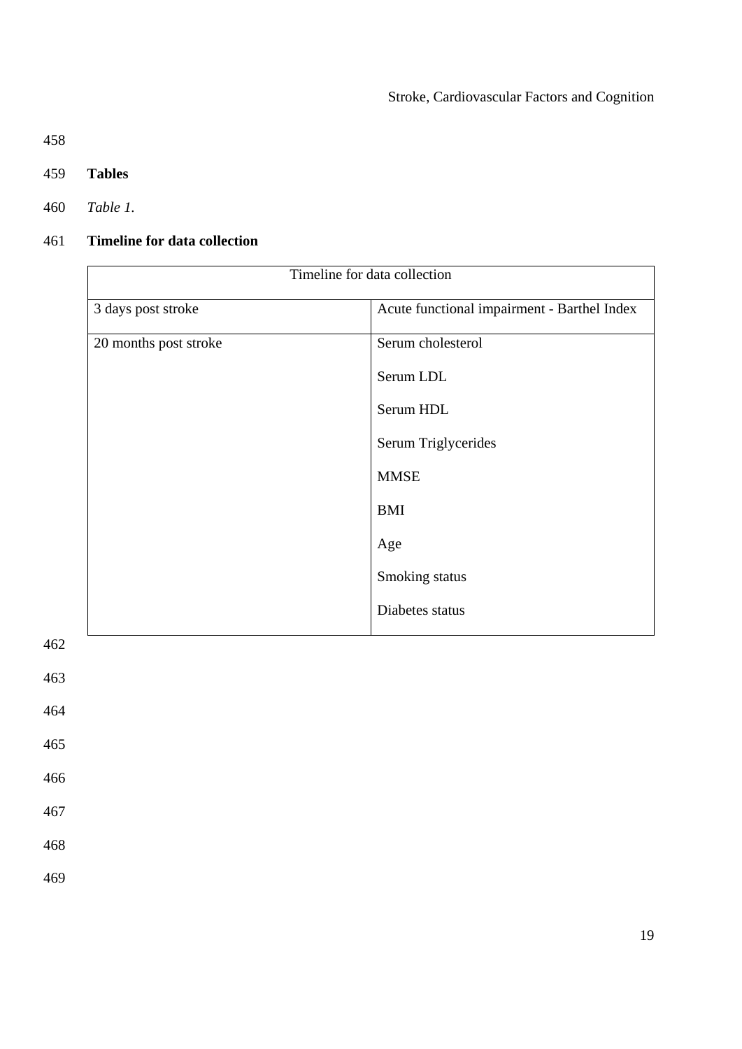## Tables

*Table 1.*

**Timeline for data collection**

| Timeline for data collection | |
|---|---|
| 3 days post stroke | Acute functional impairment - Barthel Index |
| 20 months post stroke | Serum cholesterol |
| | Serum LDL |
| | Serum HDL |
| | Serum Triglycerides |
| | MMSE |
| | BMI |
| | Age |
| | Smoking status |
| | Diabetes status |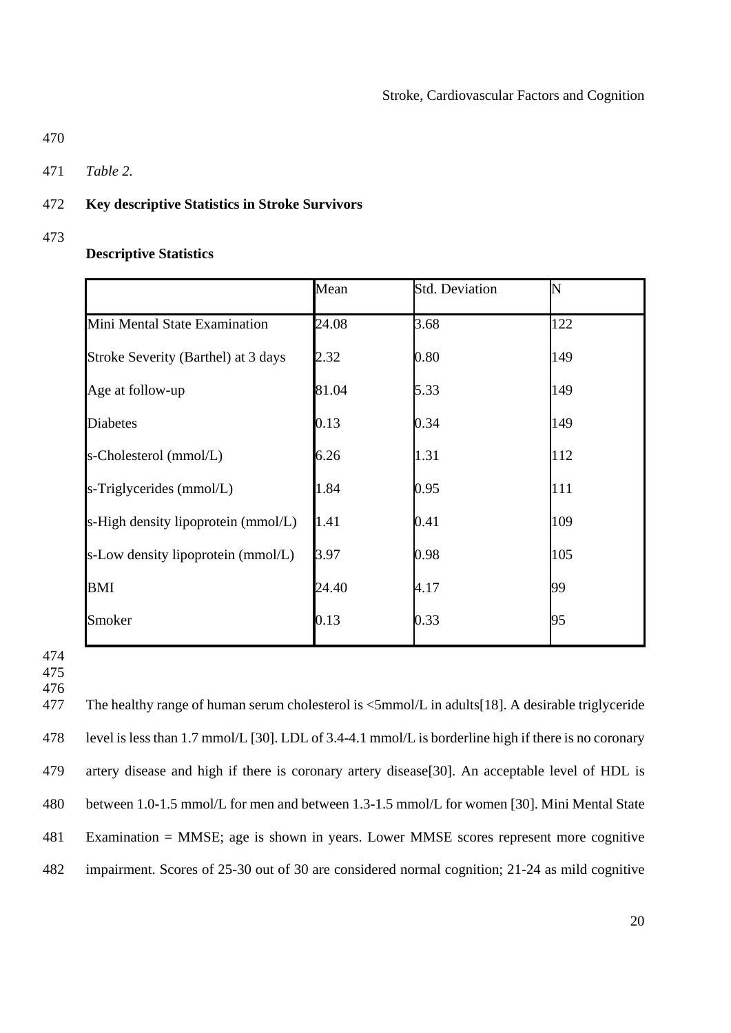*Table 2.*

**Key descriptive Statistics in Stroke Survivors**

**Descriptive Statistics**

| | Mean | Std. Deviation | N |
|---|---|---|---|
| Mini Mental State Examination | 24.08 | 3.68 | 122 |
| Stroke Severity (Barthel) at 3 days | 2.32 | 0.80 | 149 |
| Age at follow-up | 81.04 | 5.33 | 149 |
| Diabetes | 0.13 | 0.34 | 149 |
| s-Cholesterol (mmol/L) | 6.26 | 1.31 | 112 |
| s-Triglycerides (mmol/L) | 1.84 | 0.95 | 111 |
| s-High density lipoprotein (mmol/L) | 1.41 | 0.41 | 109 |
| s-Low density lipoprotein (mmol/L) | 3.97 | 0.98 | 105 |
| BMI | 24.40 | 4.17 | 99 |
| Smoker | 0.13 | 0.33 | 95 |

The healthy range of human serum cholesterol is <5mmol/L in adults[18]. A desirable triglyceride level is less than 1.7 mmol/L [30]. LDL of 3.4-4.1 mmol/L is borderline high if there is no coronary artery disease and high if there is coronary artery disease[30]. An acceptable level of HDL is between 1.0-1.5 mmol/L for men and between 1.3-1.5 mmol/L for women [30]. Mini Mental State Examination = MMSE; age is shown in years. Lower MMSE scores represent more cognitive impairment. Scores of 25-30 out of 30 are considered normal cognition; 21-24 as mild cognitive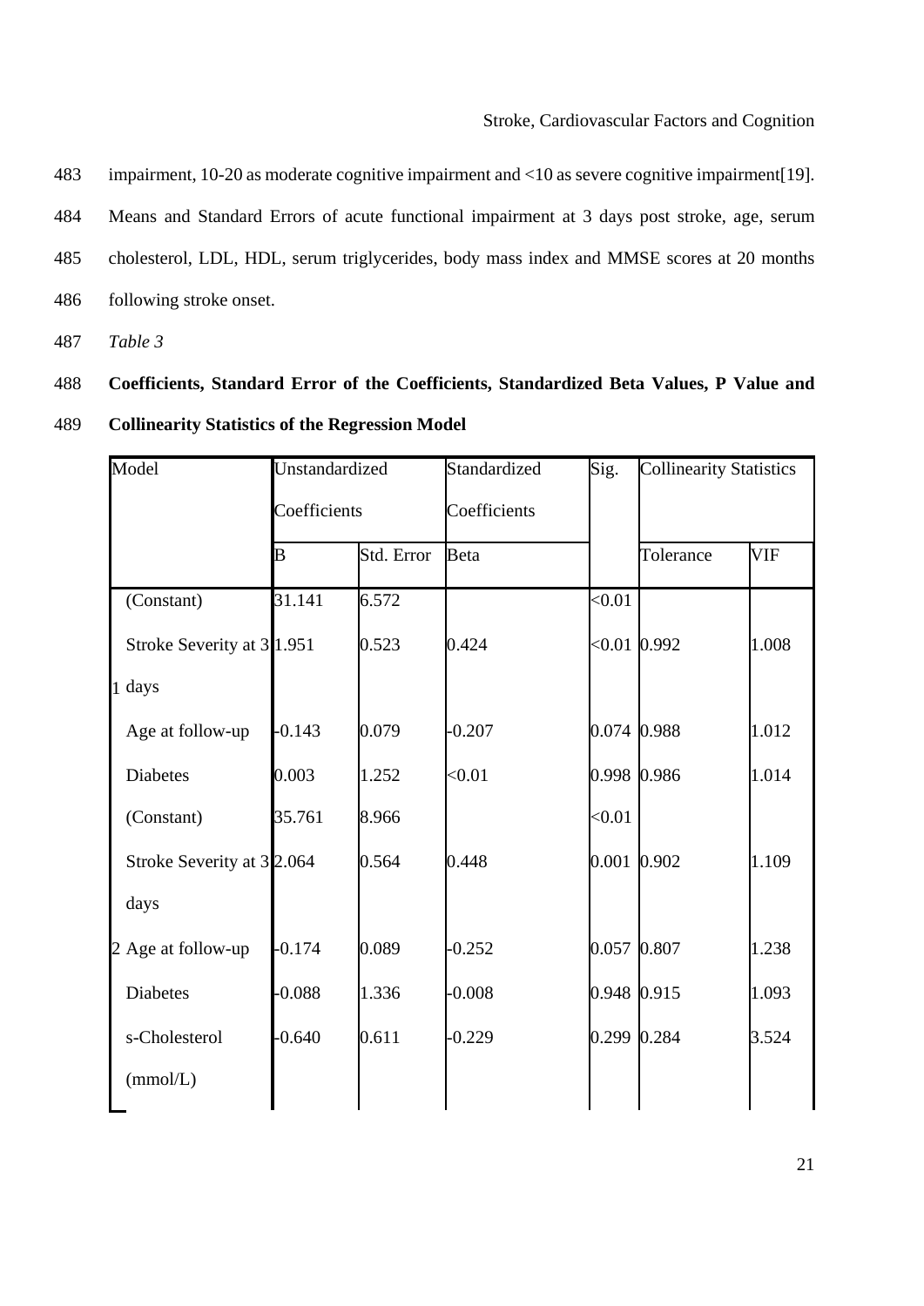impairment, 10-20 as moderate cognitive impairment and <10 as severe cognitive impairment[19]. Means and Standard Errors of acute functional impairment at 3 days post stroke, age, serum cholesterol, LDL, HDL, serum triglycerides, body mass index and MMSE scores at 20 months following stroke onset.

*Table 3*

**Coefficients, Standard Error of the Coefficients, Standardized Beta Values, P Value and Collinearity Statistics of the Regression Model**

| Model | | Unstandardized Coefficients | | Standardized Coefficients | Sig. | Collinearity Statistics | |
|---|---|---|---|---|---|---|---|
| | | B | Std. Error | Beta | | Tolerance | VIF |
| 1 | (Constant) | 31.141 | 6.572 | | <0.01 | | |
| | Stroke Severity at 3 days | 1.951 | 0.523 | 0.424 | <0.01 | 0.992 | 1.008 |
| | Age at follow-up | -0.143 | 0.079 | -0.207 | 0.074 | 0.988 | 1.012 |
| | Diabetes | 0.003 | 1.252 | <0.01 | 0.998 | 0.986 | 1.014 |
| 2 | (Constant) | 35.761 | 8.966 | | <0.01 | | |
| | Stroke Severity at 3 days | 2.064 | 0.564 | 0.448 | 0.001 | 0.902 | 1.109 |
| | Age at follow-up | -0.174 | 0.089 | -0.252 | 0.057 | 0.807 | 1.238 |
| | Diabetes | -0.088 | 1.336 | -0.008 | 0.948 | 0.915 | 1.093 |
| | s-Cholesterol (mmol/L) | -0.640 | 0.611 | -0.229 | 0.299 | 0.284 | 3.524 |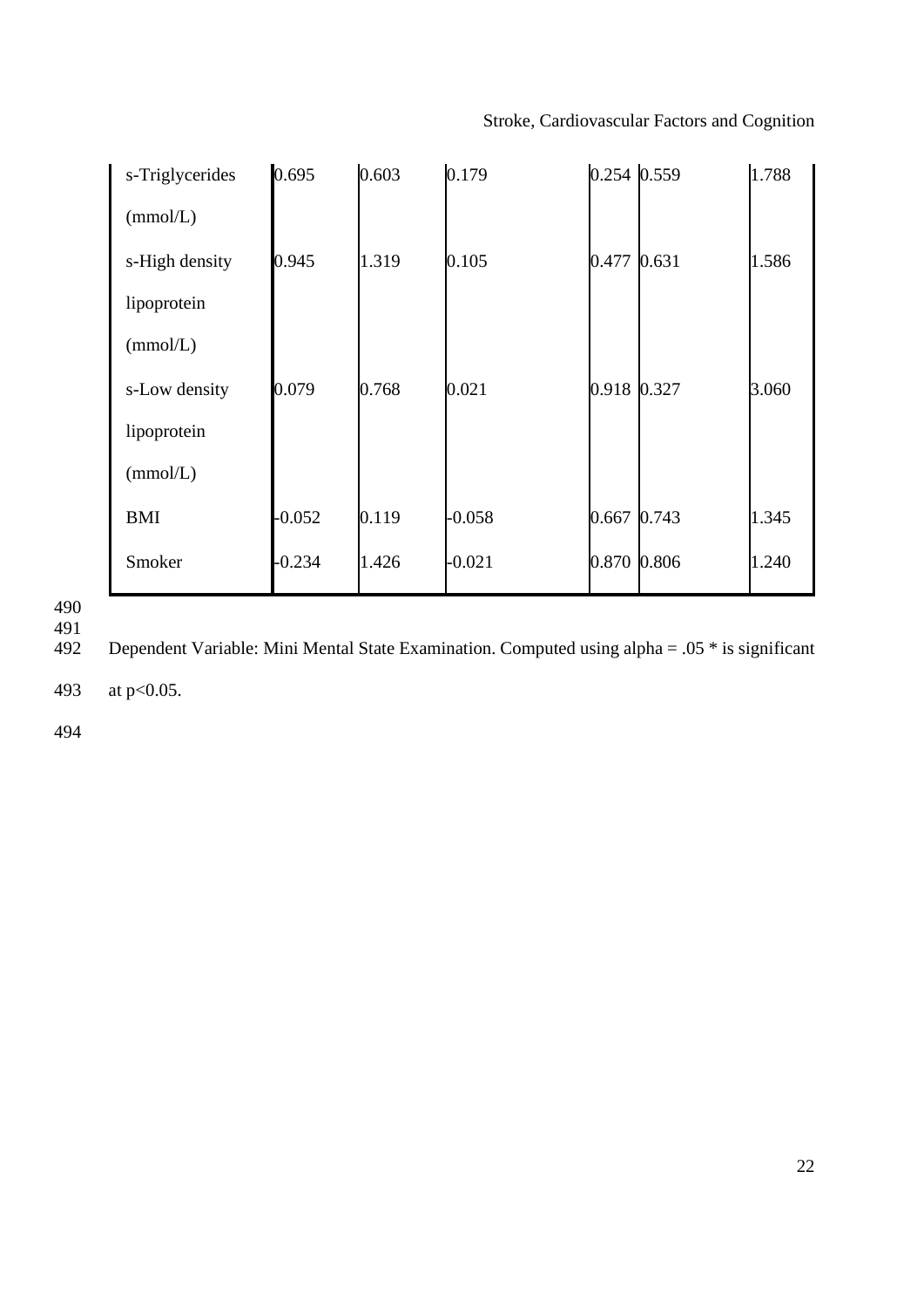| | | | | | | |
|---|---|---|---|---|---|---|
| s-Triglycerides (mmol/L) | 0.695 | 0.603 | 0.179 | 0.254 | 0.559 | 1.788 |
| s-High density lipoprotein (mmol/L) | 0.945 | 1.319 | 0.105 | 0.477 | 0.631 | 1.586 |
| s-Low density lipoprotein (mmol/L) | 0.079 | 0.768 | 0.021 | 0.918 | 0.327 | 3.060 |
| BMI | -0.052 | 0.119 | -0.058 | 0.667 | 0.743 | 1.345 |
| Smoker | -0.234 | 1.426 | -0.021 | 0.870 | 0.806 | 1.240 |

Dependent Variable: Mini Mental State Examination. Computed using alpha = .05 * is significant at $p<0.05$.